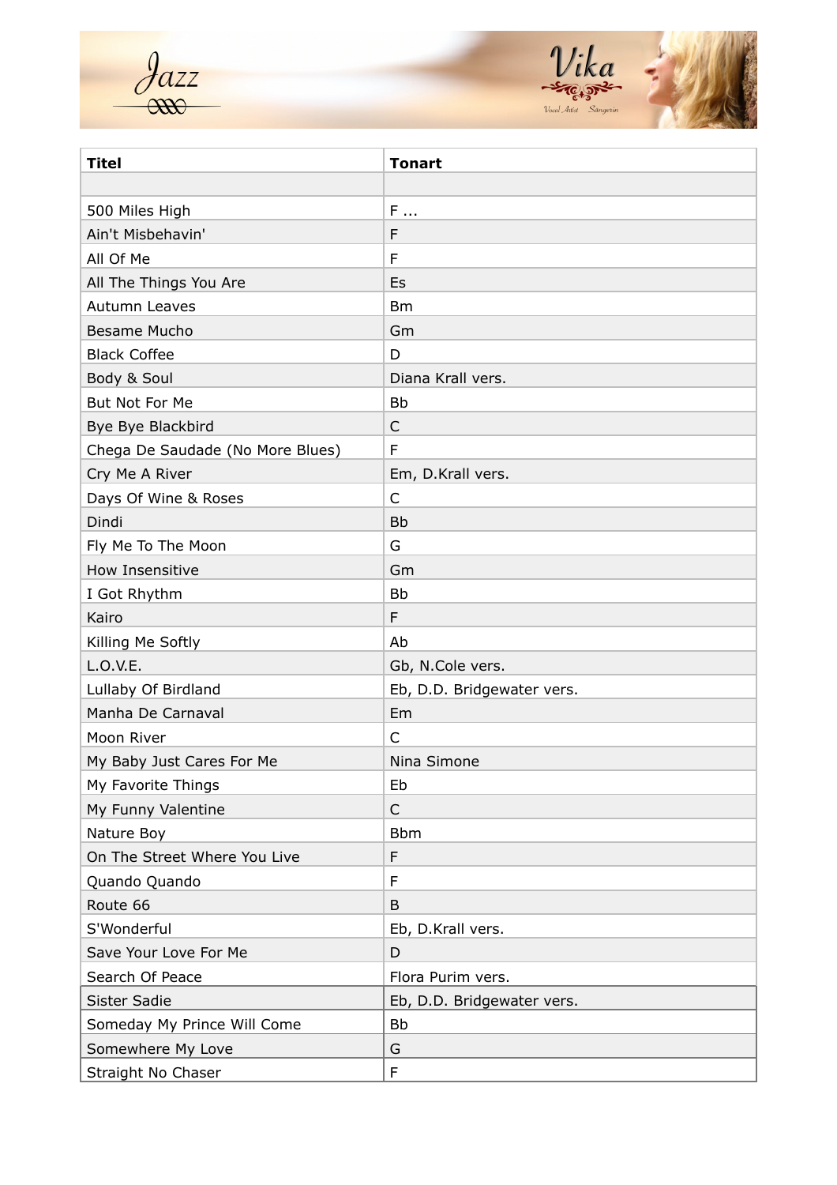Jazz

Vika

Vocal Artist Sängerin

| Titel | Tonart |
|---|---|
| | |
| 500 Miles High | F ... |
| Ain't Misbehavin' | F |
| All Of Me | F |
| All The Things You Are | Es |
| Autumn Leaves | Bm |
| Besame Mucho | Gm |
| Black Coffee | D |
| Body & Soul | Diana Krall vers. |
| But Not For Me | Bb |
| Bye Bye Blackbird | C |
| Chega De Saudade (No More Blues) | F |
| Cry Me A River | Em, D.Krall vers. |
| Days Of Wine & Roses | C |
| Dindi | Bb |
| Fly Me To The Moon | G |
| How Insensitive | Gm |
| I Got Rhythm | Bb |
| Kairo | F |
| Killing Me Softly | Ab |
| L.O.V.E. | Gb, N.Cole vers. |
| Lullaby Of Birdland | Eb, D.D. Bridgewater vers. |
| Manha De Carnaval | Em |
| Moon River | C |
| My Baby Just Cares For Me | Nina Simone |
| My Favorite Things | Eb |
| My Funny Valentine | C |
| Nature Boy | Bbm |
| On The Street Where You Live | F |
| Quando Quando | F |
| Route 66 | B |
| S'Wonderful | Eb, D.Krall vers. |
| Save Your Love For Me | D |
| Search Of Peace | Flora Purim vers. |
| Sister Sadie | Eb, D.D. Bridgewater vers. |
| Someday My Prince Will Come | Bb |
| Somewhere My Love | G |
| Straight No Chaser | F |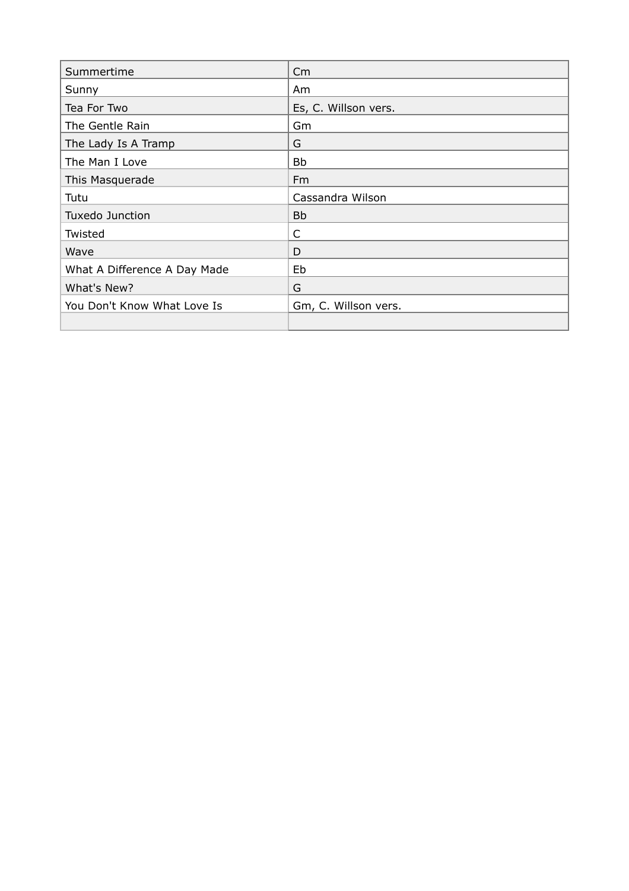| | |
|---|---|
| Summertime | Cm |
| Sunny | Am |
| Tea For Two | Es, C. Willson vers. |
| The Gentle Rain | Gm |
| The Lady Is A Tramp | G |
| The Man I Love | Bb |
| This Masquerade | Fm |
| Tutu | Cassandra Wilson |
| Tuxedo Junction | Bb |
| Twisted | C |
| Wave | D |
| What A Difference A Day Made | Eb |
| What's New? | G |
| You Don't Know What Love Is | Gm, C. Willson vers. |
| | |